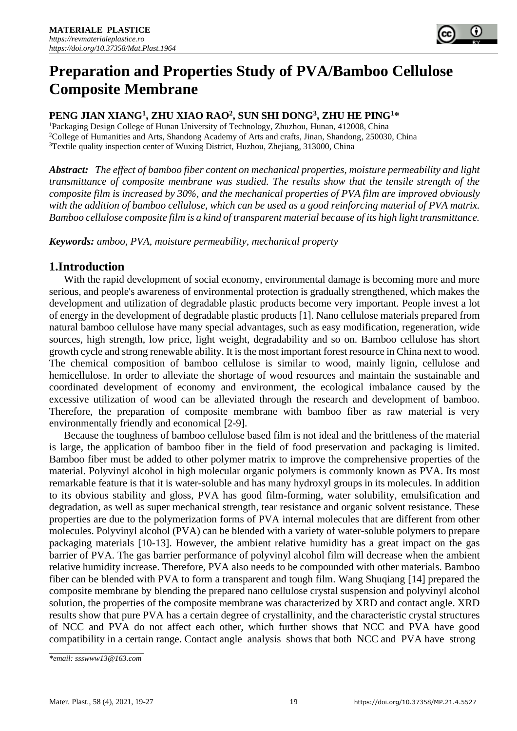# Preparation and Properties Study of PVA/Bamboo Cellulose Composite Membrane

**PENG JIAN XIANG[1], ZHU XIAO RAO[2], SUN SHI DONG[3], ZHU HE PING[1]***

[1]Packaging Design College of Hunan University of Technology, Zhuzhou, Hunan, 412008, China
[2]College of Humanities and Arts, Shandong Academy of Arts and crafts, Jinan, Shandong, 250030, China
[3]Textile quality inspection center of Wuxing District, Huzhou, Zhejiang, 313000, China

***Abstract:*** *The effect of bamboo fiber content on mechanical properties, moisture permeability and light transmittance of composite membrane was studied. The results show that the tensile strength of the composite film is increased by 30%, and the mechanical properties of PVA film are improved obviously with the addition of bamboo cellulose, which can be used as a good reinforcing material of PVA matrix. Bamboo cellulose composite film is a kind of transparent material because of its high light transmittance.*

***Keywords:*** *amboo, PVA, moisture permeability, mechanical property*

## 1.Introduction

With the rapid development of social economy, environmental damage is becoming more and more serious, and people's awareness of environmental protection is gradually strengthened, which makes the development and utilization of degradable plastic products become very important. People invest a lot of energy in the development of degradable plastic products [1]. Nano cellulose materials prepared from natural bamboo cellulose have many special advantages, such as easy modification, regeneration, wide sources, high strength, low price, light weight, degradability and so on. Bamboo cellulose has short growth cycle and strong renewable ability. It is the most important forest resource in China next to wood. The chemical composition of bamboo cellulose is similar to wood, mainly lignin, cellulose and hemicellulose. In order to alleviate the shortage of wood resources and maintain the sustainable and coordinated development of economy and environment, the ecological imbalance caused by the excessive utilization of wood can be alleviated through the research and development of bamboo. Therefore, the preparation of composite membrane with bamboo fiber as raw material is very environmentally friendly and economical [2-9].

Because the toughness of bamboo cellulose based film is not ideal and the brittleness of the material is large, the application of bamboo fiber in the field of food preservation and packaging is limited. Bamboo fiber must be added to other polymer matrix to improve the comprehensive properties of the material. Polyvinyl alcohol in high molecular organic polymers is commonly known as PVA. Its most remarkable feature is that it is water-soluble and has many hydroxyl groups in its molecules. In addition to its obvious stability and gloss, PVA has good film-forming, water solubility, emulsification and degradation, as well as super mechanical strength, tear resistance and organic solvent resistance. These properties are due to the polymerization forms of PVA internal molecules that are different from other molecules. Polyvinyl alcohol (PVA) can be blended with a variety of water-soluble polymers to prepare packaging materials [10-13]. However, the ambient relative humidity has a great impact on the gas barrier of PVA. The gas barrier performance of polyvinyl alcohol film will decrease when the ambient relative humidity increase. Therefore, PVA also needs to be compounded with other materials. Bamboo fiber can be blended with PVA to form a transparent and tough film. Wang Shuqiang [14] prepared the composite membrane by blending the prepared nano cellulose crystal suspension and polyvinyl alcohol solution, the properties of the composite membrane was characterized by XRD and contact angle. XRD results show that pure PVA has a certain degree of crystallinity, and the characteristic crystal structures of NCC and PVA do not affect each other, which further shows that NCC and PVA have good compatibility in a certain range. Contact angle analysis shows that both NCC and PVA have strong

*email: ssswww13@163.com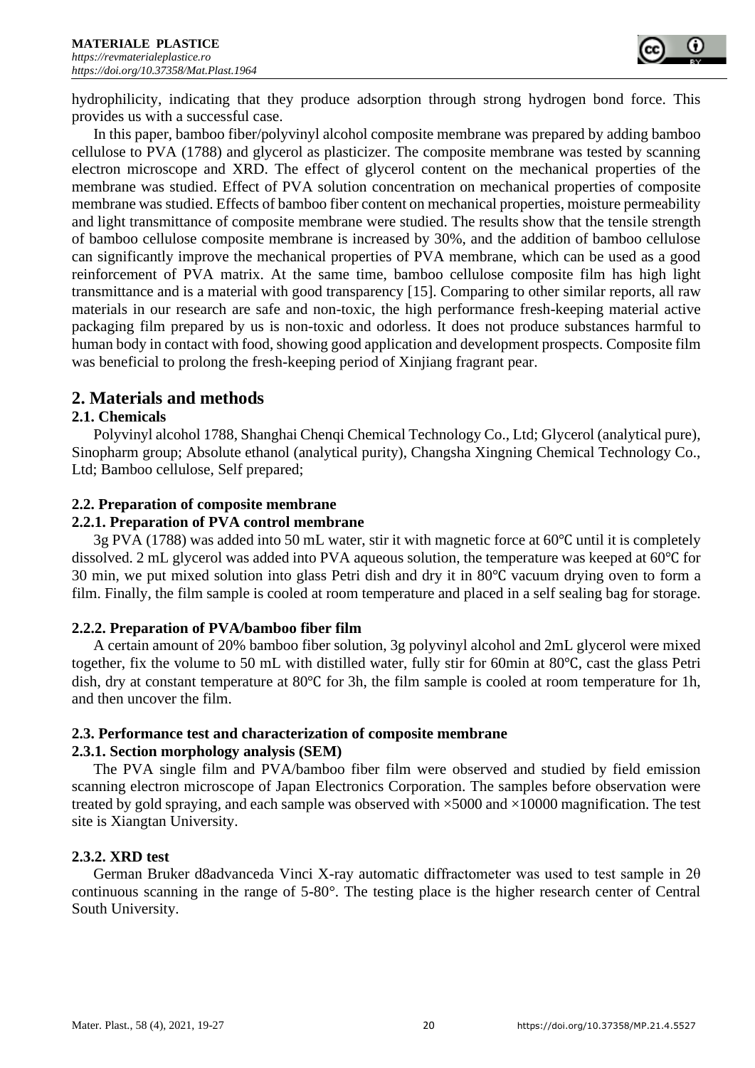hydrophilicity, indicating that they produce adsorption through strong hydrogen bond force. This provides us with a successful case.

In this paper, bamboo fiber/polyvinyl alcohol composite membrane was prepared by adding bamboo cellulose to PVA (1788) and glycerol as plasticizer. The composite membrane was tested by scanning electron microscope and XRD. The effect of glycerol content on the mechanical properties of the membrane was studied. Effect of PVA solution concentration on mechanical properties of composite membrane was studied. Effects of bamboo fiber content on mechanical properties, moisture permeability and light transmittance of composite membrane were studied. The results show that the tensile strength of bamboo cellulose composite membrane is increased by 30%, and the addition of bamboo cellulose can significantly improve the mechanical properties of PVA membrane, which can be used as a good reinforcement of PVA matrix. At the same time, bamboo cellulose composite film has high light transmittance and is a material with good transparency [15]. Comparing to other similar reports, all raw materials in our research are safe and non-toxic, the high performance fresh-keeping material active packaging film prepared by us is non-toxic and odorless. It does not produce substances harmful to human body in contact with food, showing good application and development prospects. Composite film was beneficial to prolong the fresh-keeping period of Xinjiang fragrant pear.

## 2. Materials and methods

### 2.1. Chemicals

Polyvinyl alcohol 1788, Shanghai Chenqi Chemical Technology Co., Ltd; Glycerol (analytical pure), Sinopharm group; Absolute ethanol (analytical purity), Changsha Xingning Chemical Technology Co., Ltd; Bamboo cellulose, Self prepared;

### 2.2. Preparation of composite membrane

#### 2.2.1. Preparation of PVA control membrane

3g PVA (1788) was added into 50 mL water, stir it with magnetic force at 60℃ until it is completely dissolved. 2 mL glycerol was added into PVA aqueous solution, the temperature was keeped at 60℃ for 30 min, we put mixed solution into glass Petri dish and dry it in 80℃ vacuum drying oven to form a film. Finally, the film sample is cooled at room temperature and placed in a self sealing bag for storage.

#### 2.2.2. Preparation of PVA/bamboo fiber film

A certain amount of 20% bamboo fiber solution, 3g polyvinyl alcohol and 2mL glycerol were mixed together, fix the volume to 50 mL with distilled water, fully stir for 60min at 80℃, cast the glass Petri dish, dry at constant temperature at 80℃ for 3h, the film sample is cooled at room temperature for 1h, and then uncover the film.

### 2.3. Performance test and characterization of composite membrane

#### 2.3.1. Section morphology analysis (SEM)

The PVA single film and PVA/bamboo fiber film were observed and studied by field emission scanning electron microscope of Japan Electronics Corporation. The samples before observation were treated by gold spraying, and each sample was observed with ×5000 and ×10000 magnification. The test site is Xiangtan University.

#### 2.3.2. XRD test

German Bruker d8advanceda Vinci X-ray automatic diffractometer was used to test sample in 2θ continuous scanning in the range of 5-80°. The testing place is the higher research center of Central South University.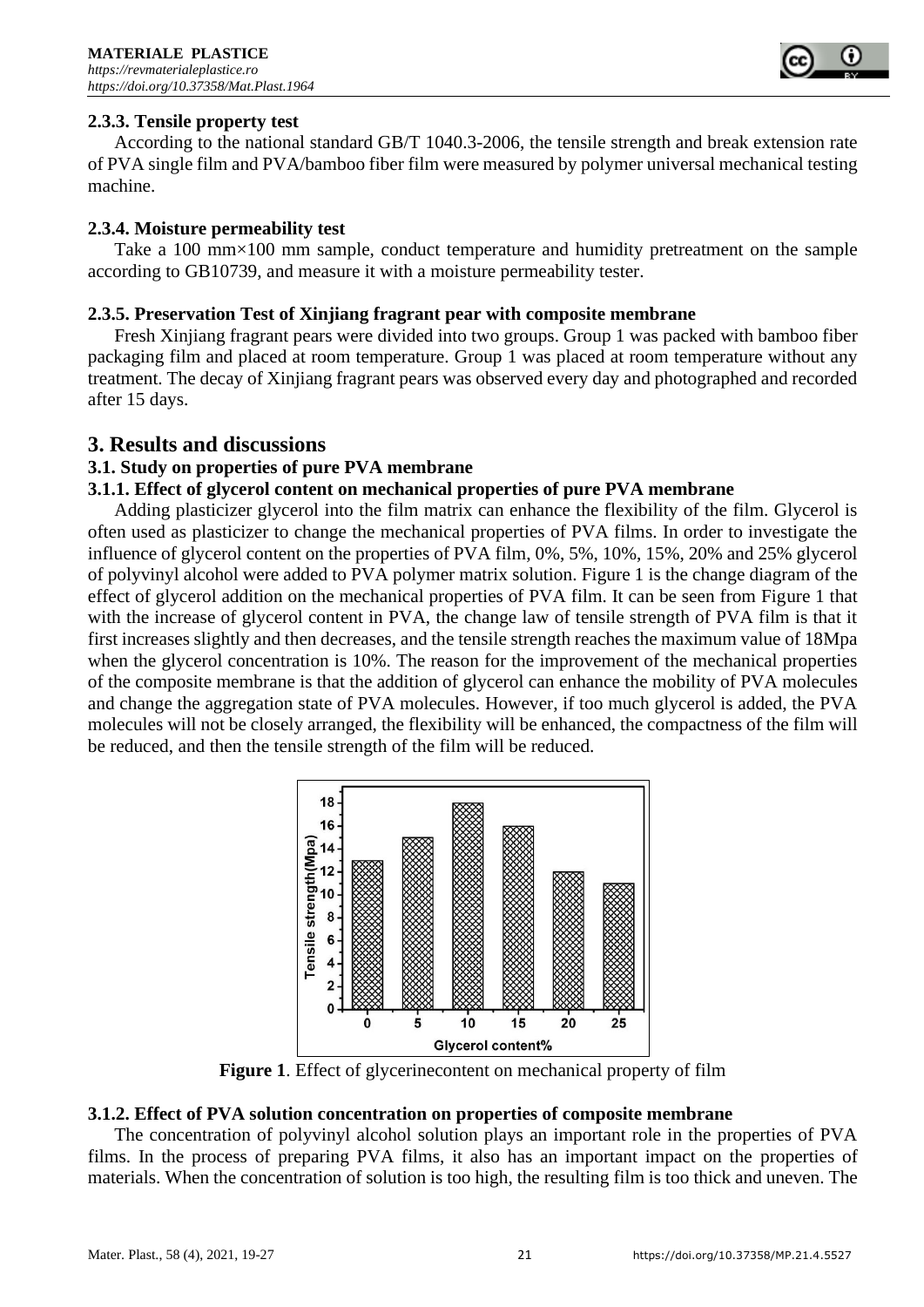#### 2.3.3. Tensile property test

According to the national standard GB/T 1040.3-2006, the tensile strength and break extension rate of PVA single film and PVA/bamboo fiber film were measured by polymer universal mechanical testing machine.

#### 2.3.4. Moisture permeability test

Take a 100 mm×100 mm sample, conduct temperature and humidity pretreatment on the sample according to GB10739, and measure it with a moisture permeability tester.

#### 2.3.5. Preservation Test of Xinjiang fragrant pear with composite membrane

Fresh Xinjiang fragrant pears were divided into two groups. Group 1 was packed with bamboo fiber packaging film and placed at room temperature. Group 1 was placed at room temperature without any treatment. The decay of Xinjiang fragrant pears was observed every day and photographed and recorded after 15 days.

## 3. Results and discussions

### 3.1. Study on properties of pure PVA membrane

#### 3.1.1. Effect of glycerol content on mechanical properties of pure PVA membrane

Adding plasticizer glycerol into the film matrix can enhance the flexibility of the film. Glycerol is often used as plasticizer to change the mechanical properties of PVA films. In order to investigate the influence of glycerol content on the properties of PVA film, 0%, 5%, 10%, 15%, 20% and 25% glycerol of polyvinyl alcohol were added to PVA polymer matrix solution. Figure 1 is the change diagram of the effect of glycerol addition on the mechanical properties of PVA film. It can be seen from Figure 1 that with the increase of glycerol content in PVA, the change law of tensile strength of PVA film is that it first increases slightly and then decreases, and the tensile strength reaches the maximum value of 18Mpa when the glycerol concentration is 10%. The reason for the improvement of the mechanical properties of the composite membrane is that the addition of glycerol can enhance the mobility of PVA molecules and change the aggregation state of PVA molecules. However, if too much glycerol is added, the PVA molecules will not be closely arranged, the flexibility will be enhanced, the compactness of the film will be reduced, and then the tensile strength of the film will be reduced.

**Figure 1**. Effect of glycerinecontent on mechanical property of film

#### 3.1.2. Effect of PVA solution concentration on properties of composite membrane

The concentration of polyvinyl alcohol solution plays an important role in the properties of PVA films. In the process of preparing PVA films, it also has an important impact on the properties of materials. When the concentration of solution is too high, the resulting film is too thick and uneven. The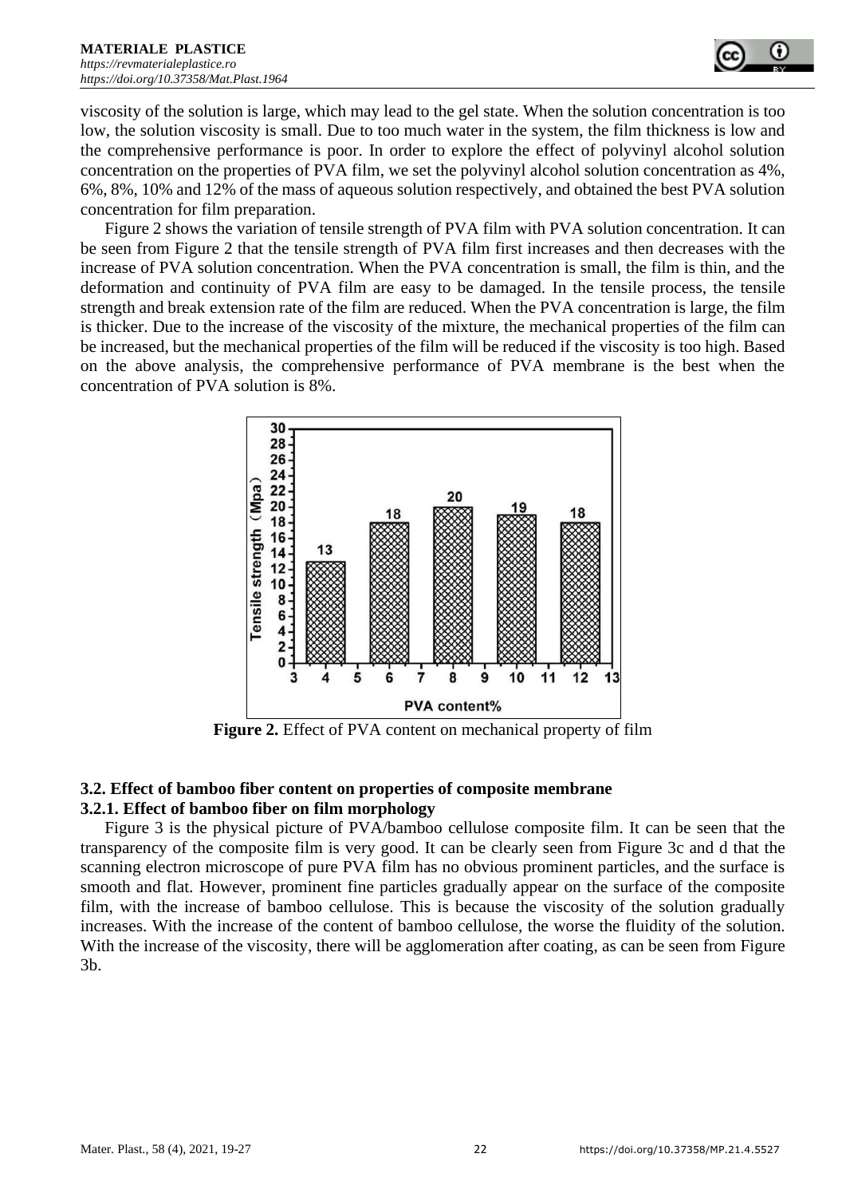viscosity of the solution is large, which may lead to the gel state. When the solution concentration is too low, the solution viscosity is small. Due to too much water in the system, the film thickness is low and the comprehensive performance is poor. In order to explore the effect of polyvinyl alcohol solution concentration on the properties of PVA film, we set the polyvinyl alcohol solution concentration as 4%, 6%, 8%, 10% and 12% of the mass of aqueous solution respectively, and obtained the best PVA solution concentration for film preparation.

Figure 2 shows the variation of tensile strength of PVA film with PVA solution concentration. It can be seen from Figure 2 that the tensile strength of PVA film first increases and then decreases with the increase of PVA solution concentration. When the PVA concentration is small, the film is thin, and the deformation and continuity of PVA film are easy to be damaged. In the tensile process, the tensile strength and break extension rate of the film are reduced. When the PVA concentration is large, the film is thicker. Due to the increase of the viscosity of the mixture, the mechanical properties of the film can be increased, but the mechanical properties of the film will be reduced if the viscosity is too high. Based on the above analysis, the comprehensive performance of PVA membrane is the best when the concentration of PVA solution is 8%.

**Figure 2.** Effect of PVA content on mechanical property of film

### 3.2. Effect of bamboo fiber content on properties of composite membrane

#### 3.2.1. Effect of bamboo fiber on film morphology

Figure 3 is the physical picture of PVA/bamboo cellulose composite film. It can be seen that the transparency of the composite film is very good. It can be clearly seen from Figure 3c and d that the scanning electron microscope of pure PVA film has no obvious prominent particles, and the surface is smooth and flat. However, prominent fine particles gradually appear on the surface of the composite film, with the increase of bamboo cellulose. This is because the viscosity of the solution gradually increases. With the increase of the content of bamboo cellulose, the worse the fluidity of the solution. With the increase of the viscosity, there will be agglomeration after coating, as can be seen from Figure 3b.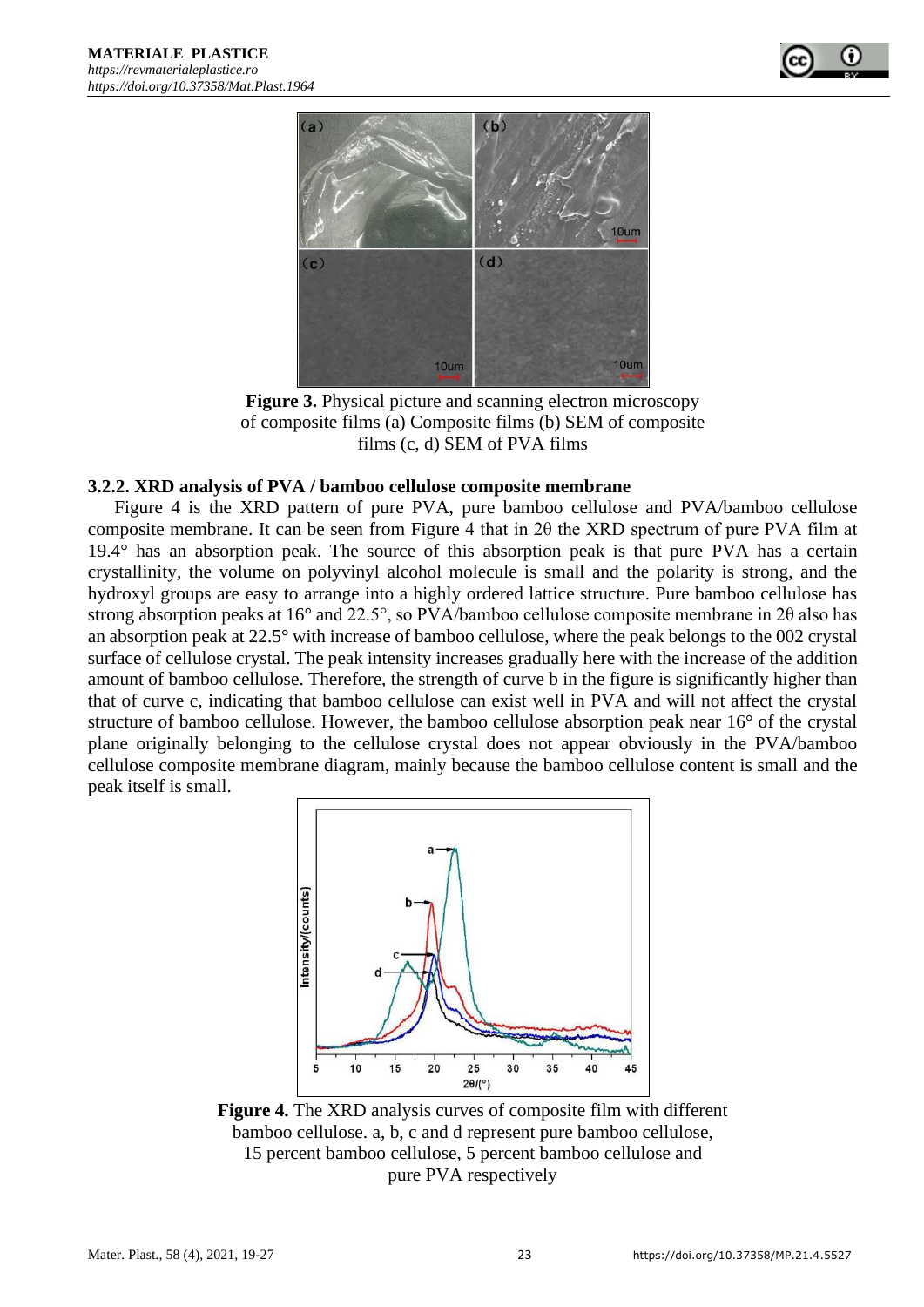**Figure 3.** Physical picture and scanning electron microscopy of composite films (a) Composite films (b) SEM of composite films (c, d) SEM of PVA films

### 3.2.2. XRD analysis of PVA / bamboo cellulose composite membrane

Figure 4 is the XRD pattern of pure PVA, pure bamboo cellulose and PVA/bamboo cellulose composite membrane. It can be seen from Figure 4 that in 2θ the XRD spectrum of pure PVA film at 19.4° has an absorption peak. The source of this absorption peak is that pure PVA has a certain crystallinity, the volume on polyvinyl alcohol molecule is small and the polarity is strong, and the hydroxyl groups are easy to arrange into a highly ordered lattice structure. Pure bamboo cellulose has strong absorption peaks at 16° and 22.5°, so PVA/bamboo cellulose composite membrane in 2θ also has an absorption peak at 22.5° with increase of bamboo cellulose, where the peak belongs to the 002 crystal surface of cellulose crystal. The peak intensity increases gradually here with the increase of the addition amount of bamboo cellulose. Therefore, the strength of curve b in the figure is significantly higher than that of curve c, indicating that bamboo cellulose can exist well in PVA and will not affect the crystal structure of bamboo cellulose. However, the bamboo cellulose absorption peak near 16° of the crystal plane originally belonging to the cellulose crystal does not appear obviously in the PVA/bamboo cellulose composite membrane diagram, mainly because the bamboo cellulose content is small and the peak itself is small.

**Figure 4.** The XRD analysis curves of composite film with different bamboo cellulose. a, b, c and d represent pure bamboo cellulose, 15 percent bamboo cellulose, 5 percent bamboo cellulose and pure PVA respectively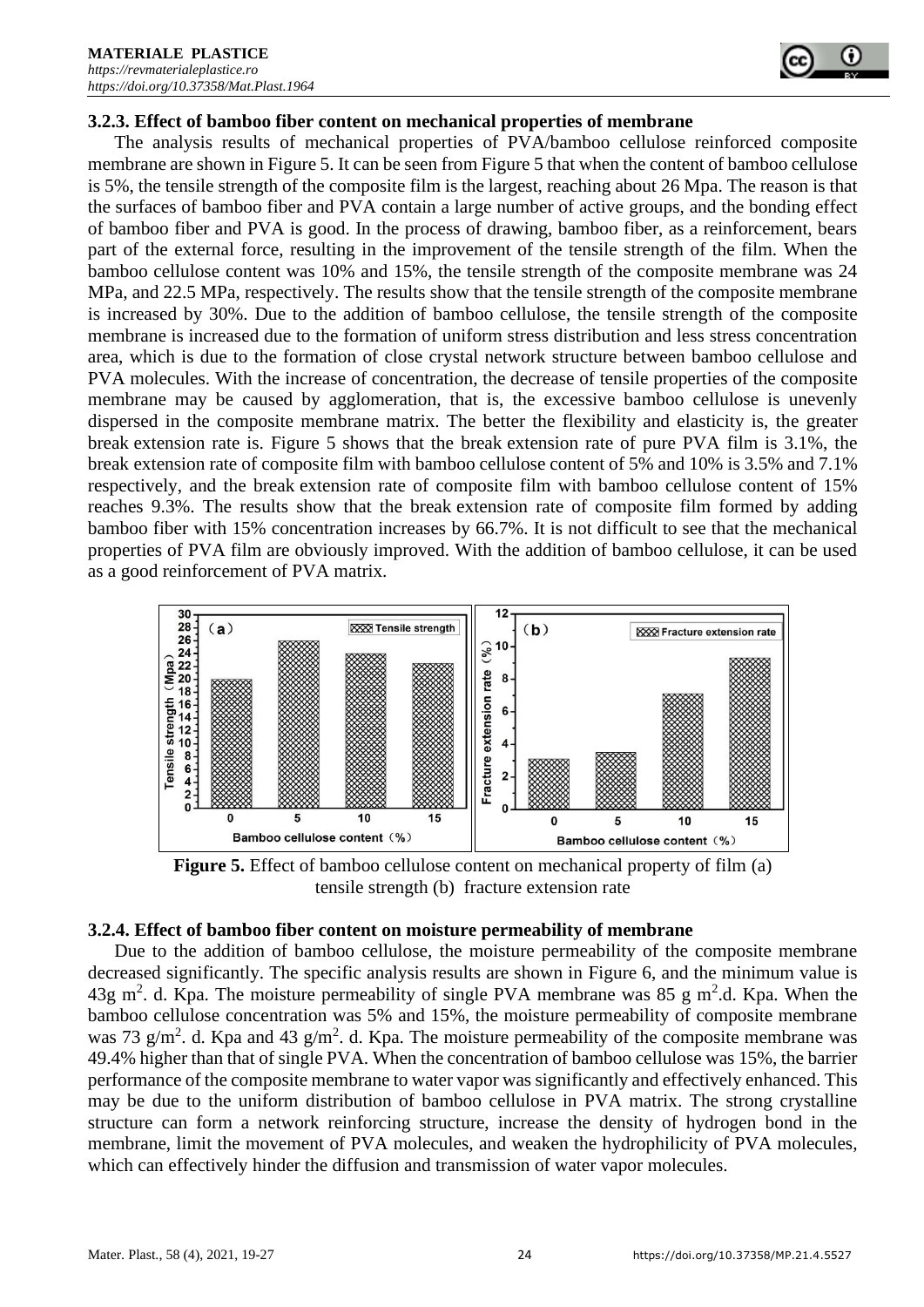### 3.2.3. Effect of bamboo fiber content on mechanical properties of membrane

The analysis results of mechanical properties of PVA/bamboo cellulose reinforced composite membrane are shown in Figure 5. It can be seen from Figure 5 that when the content of bamboo cellulose is 5%, the tensile strength of the composite film is the largest, reaching about 26 Mpa. The reason is that the surfaces of bamboo fiber and PVA contain a large number of active groups, and the bonding effect of bamboo fiber and PVA is good. In the process of drawing, bamboo fiber, as a reinforcement, bears part of the external force, resulting in the improvement of the tensile strength of the film. When the bamboo cellulose content was 10% and 15%, the tensile strength of the composite membrane was 24 MPa, and 22.5 MPa, respectively. The results show that the tensile strength of the composite membrane is increased by 30%. Due to the addition of bamboo cellulose, the tensile strength of the composite membrane is increased due to the formation of uniform stress distribution and less stress concentration area, which is due to the formation of close crystal network structure between bamboo cellulose and PVA molecules. With the increase of concentration, the decrease of tensile properties of the composite membrane may be caused by agglomeration, that is, the excessive bamboo cellulose is unevenly dispersed in the composite membrane matrix. The better the flexibility and elasticity is, the greater break extension rate is. Figure 5 shows that the break extension rate of pure PVA film is 3.1%, the break extension rate of composite film with bamboo cellulose content of 5% and 10% is 3.5% and 7.1% respectively, and the break extension rate of composite film with bamboo cellulose content of 15% reaches 9.3%. The results show that the break extension rate of composite film formed by adding bamboo fiber with 15% concentration increases by 66.7%. It is not difficult to see that the mechanical properties of PVA film are obviously improved. With the addition of bamboo cellulose, it can be used as a good reinforcement of PVA matrix.

**Figure 5.** Effect of bamboo cellulose content on mechanical property of film (a) tensile strength (b) fracture extension rate

### 3.2.4. Effect of bamboo fiber content on moisture permeability of membrane

Due to the addition of bamboo cellulose, the moisture permeability of the composite membrane decreased significantly. The specific analysis results are shown in Figure 6, and the minimum value is 43g $m^2$. d. Kpa. The moisture permeability of single PVA membrane was 85 g $m^2$.d. Kpa. When the bamboo cellulose concentration was 5% and 15%, the moisture permeability of composite membrane was 73 g/$m^2$. d. Kpa and 43 g/$m^2$. d. Kpa. The moisture permeability of the composite membrane was 49.4% higher than that of single PVA. When the concentration of bamboo cellulose was 15%, the barrier performance of the composite membrane to water vapor was significantly and effectively enhanced. This may be due to the uniform distribution of bamboo cellulose in PVA matrix. The strong crystalline structure can form a network reinforcing structure, increase the density of hydrogen bond in the membrane, limit the movement of PVA molecules, and weaken the hydrophilicity of PVA molecules, which can effectively hinder the diffusion and transmission of water vapor molecules.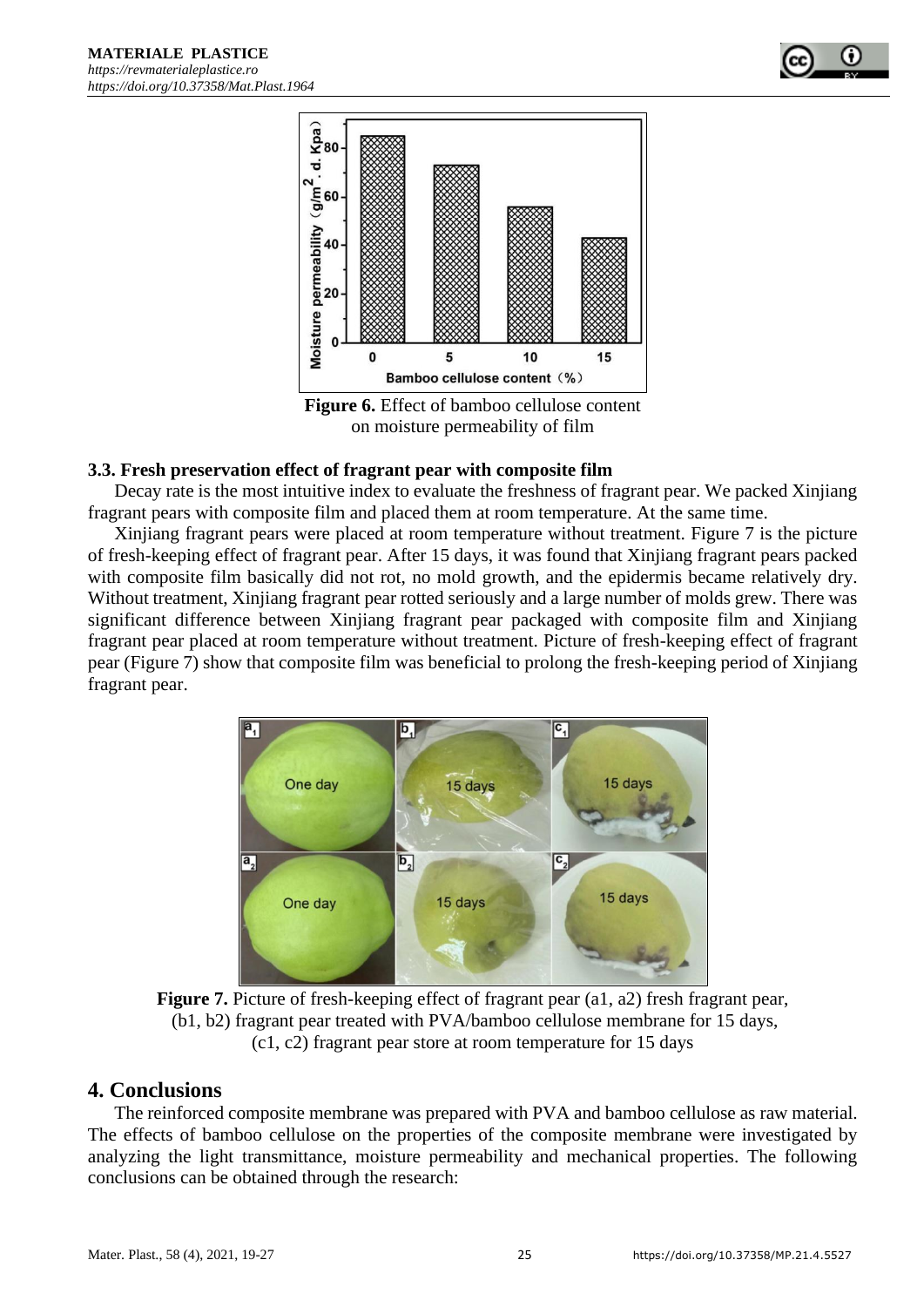**Figure 6.** Effect of bamboo cellulose content on moisture permeability of film

### 3.3. Fresh preservation effect of fragrant pear with composite film

Decay rate is the most intuitive index to evaluate the freshness of fragrant pear. We packed Xinjiang fragrant pears with composite film and placed them at room temperature. At the same time.

Xinjiang fragrant pears were placed at room temperature without treatment. Figure 7 is the picture of fresh-keeping effect of fragrant pear. After 15 days, it was found that Xinjiang fragrant pears packed with composite film basically did not rot, no mold growth, and the epidermis became relatively dry. Without treatment, Xinjiang fragrant pear rotted seriously and a large number of molds grew. There was significant difference between Xinjiang fragrant pear packaged with composite film and Xinjiang fragrant pear placed at room temperature without treatment. Picture of fresh-keeping effect of fragrant pear (Figure 7) show that composite film was beneficial to prolong the fresh-keeping period of Xinjiang fragrant pear.

**Figure 7.** Picture of fresh-keeping effect of fragrant pear (a1, a2) fresh fragrant pear, (b1, b2) fragrant pear treated with PVA/bamboo cellulose membrane for 15 days, (c1, c2) fragrant pear store at room temperature for 15 days

## 4. Conclusions

The reinforced composite membrane was prepared with PVA and bamboo cellulose as raw material. The effects of bamboo cellulose on the properties of the composite membrane were investigated by analyzing the light transmittance, moisture permeability and mechanical properties. The following conclusions can be obtained through the research: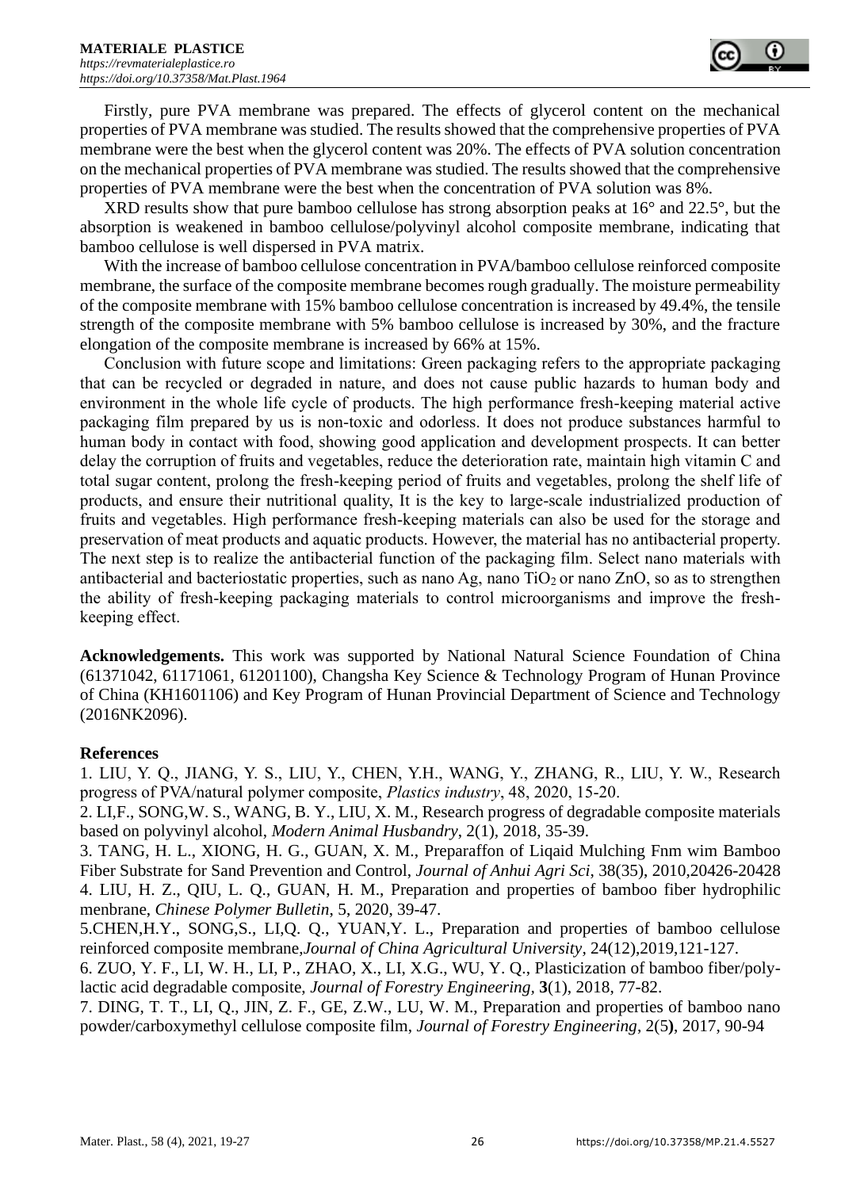Firstly, pure PVA membrane was prepared. The effects of glycerol content on the mechanical properties of PVA membrane was studied. The results showed that the comprehensive properties of PVA membrane were the best when the glycerol content was 20%. The effects of PVA solution concentration on the mechanical properties of PVA membrane was studied. The results showed that the comprehensive properties of PVA membrane were the best when the concentration of PVA solution was 8%.

XRD results show that pure bamboo cellulose has strong absorption peaks at 16° and 22.5°, but the absorption is weakened in bamboo cellulose/polyvinyl alcohol composite membrane, indicating that bamboo cellulose is well dispersed in PVA matrix.

With the increase of bamboo cellulose concentration in PVA/bamboo cellulose reinforced composite membrane, the surface of the composite membrane becomes rough gradually. The moisture permeability of the composite membrane with 15% bamboo cellulose concentration is increased by 49.4%, the tensile strength of the composite membrane with 5% bamboo cellulose is increased by 30%, and the fracture elongation of the composite membrane is increased by 66% at 15%.

Conclusion with future scope and limitations: Green packaging refers to the appropriate packaging that can be recycled or degraded in nature, and does not cause public hazards to human body and environment in the whole life cycle of products. The high performance fresh-keeping material active packaging film prepared by us is non-toxic and odorless. It does not produce substances harmful to human body in contact with food, showing good application and development prospects. It can better delay the corruption of fruits and vegetables, reduce the deterioration rate, maintain high vitamin C and total sugar content, prolong the fresh-keeping period of fruits and vegetables, prolong the shelf life of products, and ensure their nutritional quality, It is the key to large-scale industrialized production of fruits and vegetables. High performance fresh-keeping materials can also be used for the storage and preservation of meat products and aquatic products. However, the material has no antibacterial property. The next step is to realize the antibacterial function of the packaging film. Select nano materials with antibacterial and bacteriostatic properties, such as nano Ag, nano $TiO_2$ or nano ZnO, so as to strengthen the ability of fresh-keeping packaging materials to control microorganisms and improve the fresh-keeping effect.

**Acknowledgements.** This work was supported by National Natural Science Foundation of China (61371042, 61171061, 61201100), Changsha Key Science & Technology Program of Hunan Province of China (KH1601106) and Key Program of Hunan Provincial Department of Science and Technology (2016NK2096).

**References**

1. LIU, Y. Q., JIANG, Y. S., LIU, Y., CHEN, Y.H., WANG, Y., ZHANG, R., LIU, Y. W., Research progress of PVA/natural polymer composite, *Plastics industry*, 48, 2020, 15-20.
2. LI,F., SONG,W. S., WANG, B. Y., LIU, X. M., Research progress of degradable composite materials based on polyvinyl alcohol, *Modern Animal Husbandry*, 2(1), 2018, 35-39.
3. TANG, H. L., XIONG, H. G., GUAN, X. M., Preparaffon of Liqaid Mulching Fnm wim Bamboo Fiber Substrate for Sand Prevention and Control, *Journal of Anhui Agri Sci*, 38(35), 2010,20426-20428
4. LIU, H. Z., QIU, L. Q., GUAN, H. M., Preparation and properties of bamboo fiber hydrophilic menbrane, *Chinese Polymer Bulletin*, 5, 2020, 39-47.
5. CHEN,H.Y., SONG,S., LI,Q. Q., YUAN,Y. L., Preparation and properties of bamboo cellulose reinforced composite membrane,*Journal of China Agricultural University*, 24(12),2019,121-127.
6. ZUO, Y. F., LI, W. H., LI, P., ZHAO, X., LI, X.G., WU, Y. Q., Plasticization of bamboo fiber/poly-lactic acid degradable composite, *Journal of Forestry Engineering*, **3**(1), 2018, 77-82.
7. DING, T. T., LI, Q., JIN, Z. F., GE, Z.W., LU, W. M., Preparation and properties of bamboo nano powder/carboxymethyl cellulose composite film, *Journal of Forestry Engineering*, 2(5**)**, 2017, 90-94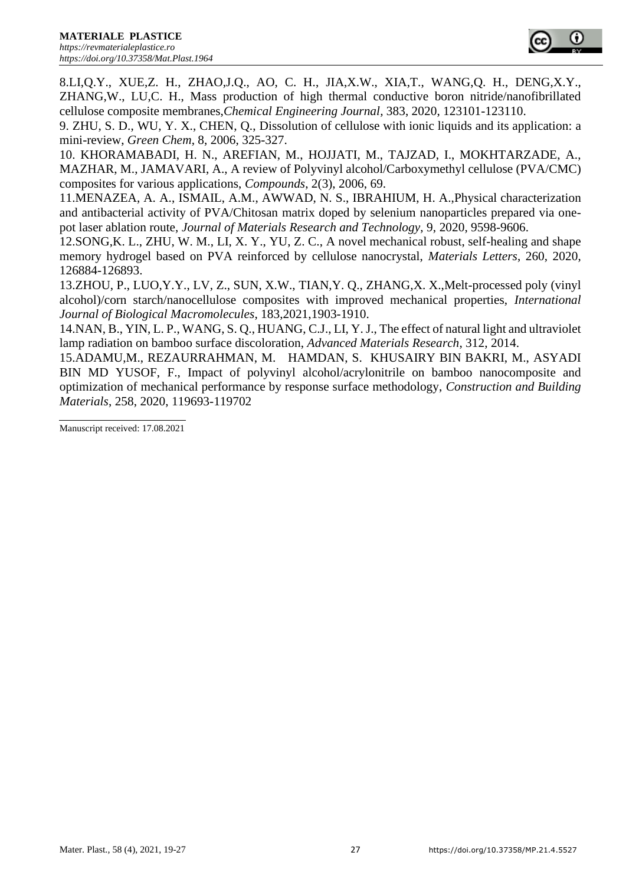8.LI,Q.Y., XUE,Z. H., ZHAO,J.Q., AO, C. H., JIA,X.W., XIA,T., WANG,Q. H., DENG,X.Y., ZHANG,W., LU,C. H., Mass production of high thermal conductive boron nitride/nanofibrillated cellulose composite membranes,*Chemical Engineering Journal*, 383, 2020, 123101-123110.

9. ZHU, S. D., WU, Y. X., CHEN, Q., Dissolution of cellulose with ionic liquids and its application: a mini-review, *Green Chem*, 8, 2006, 325-327.

10. KHORAMABADI, H. N., AREFIAN, M., HOJJATI, M., TAJZAD, I., MOKHTARZADE, A., MAZHAR, M., JAMAVARI, A., A review of Polyvinyl alcohol/Carboxymethyl cellulose (PVA/CMC) composites for various applications, *Compounds*, 2(3), 2006, 69.

11.MENAZEA, A. A., ISMAIL, A.M., AWWAD, N. S., IBRAHIUM, H. A.,Physical characterization and antibacterial activity of PVA/Chitosan matrix doped by selenium nanoparticles prepared via one-pot laser ablation route, *Journal of Materials Research and Technology*, 9, 2020, 9598-9606.

12.SONG,K. L., ZHU, W. M., LI, X. Y., YU, Z. C., A novel mechanical robust, self-healing and shape memory hydrogel based on PVA reinforced by cellulose nanocrystal, *Materials Letters*, 260, 2020, 126884-126893.

13.ZHOU, P., LUO,Y.Y., LV, Z., SUN, X.W., TIAN,Y. Q., ZHANG,X. X.,Melt-processed poly (vinyl alcohol)/corn starch/nanocellulose composites with improved mechanical properties, *International Journal of Biological Macromolecules*, 183,2021,1903-1910.

14.NAN, B., YIN, L. P., WANG, S. Q., HUANG, C.J., LI, Y. J., The effect of natural light and ultraviolet lamp radiation on bamboo surface discoloration, *Advanced Materials Research*, 312, 2014.

15.ADAMU,M., REZAURRAHMAN, M. HAMDAN, S. KHUSAIRY BIN BAKRI, M., ASYADI BIN MD YUSOF, F., Impact of polyvinyl alcohol/acrylonitrile on bamboo nanocomposite and optimization of mechanical performance by response surface methodology, *Construction and Building Materials*, 258, 2020, 119693-119702

Manuscript received: 17.08.2021